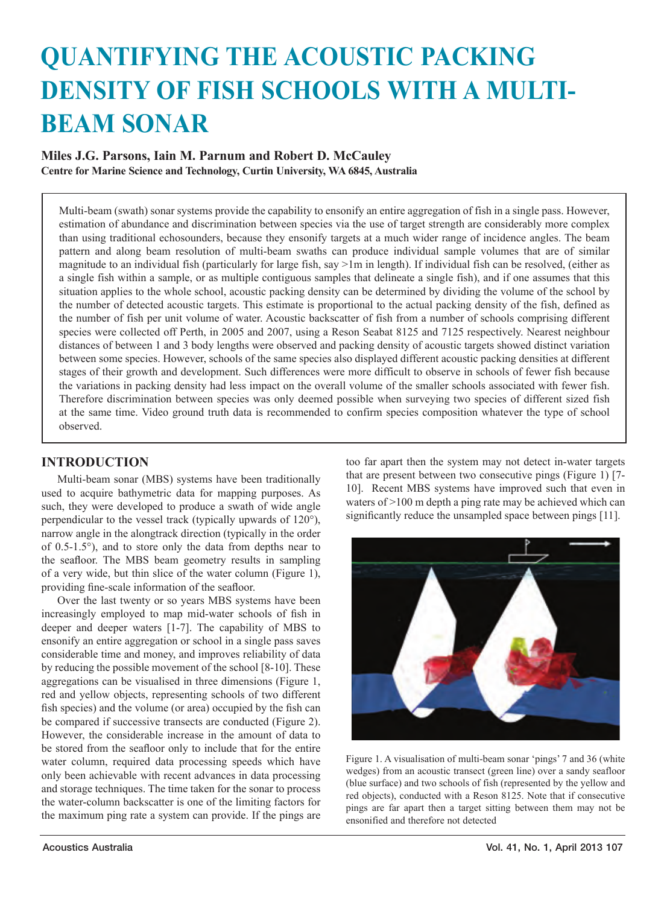# QUANTIFYING THE ACOUSTIC PACKING DENSITY OF FISH SCHOOLS WITH A MULTI-BEAM SONAR

**Miles J.G. Parsons, Iain M. Parnum and Robert D. McCauley**
**Centre for Marine Science and Technology, Curtin University, WA 6845, Australia**

Multi-beam (swath) sonar systems provide the capability to ensonify an entire aggregation of fish in a single pass. However, estimation of abundance and discrimination between species via the use of target strength are considerably more complex than using traditional echosounders, because they ensonify targets at a much wider range of incidence angles. The beam pattern and along beam resolution of multi-beam swaths can produce individual sample volumes that are of similar magnitude to an individual fish (particularly for large fish, say >1m in length). If individual fish can be resolved, (either as a single fish within a sample, or as multiple contiguous samples that delineate a single fish), and if one assumes that this situation applies to the whole school, acoustic packing density can be determined by dividing the volume of the school by the number of detected acoustic targets. This estimate is proportional to the actual packing density of the fish, defined as the number of fish per unit volume of water. Acoustic backscatter of fish from a number of schools comprising different species were collected off Perth, in 2005 and 2007, using a Reson Seabat 8125 and 7125 respectively. Nearest neighbour distances of between 1 and 3 body lengths were observed and packing density of acoustic targets showed distinct variation between some species. However, schools of the same species also displayed different acoustic packing densities at different stages of their growth and development. Such differences were more difficult to observe in schools of fewer fish because the variations in packing density had less impact on the overall volume of the smaller schools associated with fewer fish. Therefore discrimination between species was only deemed possible when surveying two species of different sized fish at the same time. Video ground truth data is recommended to confirm species composition whatever the type of school observed.

## INTRODUCTION

Multi-beam sonar (MBS) systems have been traditionally used to acquire bathymetric data for mapping purposes. As such, they were developed to produce a swath of wide angle perpendicular to the vessel track (typically upwards of 120°), narrow angle in the alongtrack direction (typically in the order of 0.5-1.5°), and to store only the data from depths near to the seafloor. The MBS beam geometry results in sampling of a very wide, but thin slice of the water column (Figure 1), providing fine-scale information of the seafloor.

Over the last twenty or so years MBS systems have been increasingly employed to map mid-water schools of fish in deeper and deeper waters [1-7]. The capability of MBS to ensonify an entire aggregation or school in a single pass saves considerable time and money, and improves reliability of data by reducing the possible movement of the school [8-10]. These aggregations can be visualised in three dimensions (Figure 1, red and yellow objects, representing schools of two different fish species) and the volume (or area) occupied by the fish can be compared if successive transects are conducted (Figure 2). However, the considerable increase in the amount of data to be stored from the seafloor only to include that for the entire water column, required data processing speeds which have only been achievable with recent advances in data processing and storage techniques. The time taken for the sonar to process the water-column backscatter is one of the limiting factors for the maximum ping rate a system can provide. If the pings are too far apart then the system may not detect in-water targets that are present between two consecutive pings (Figure 1) [7-10]. Recent MBS systems have improved such that even in waters of >100 m depth a ping rate may be achieved which can significantly reduce the unsampled space between pings [11].

Figure 1. A visualisation of multi-beam sonar 'pings' 7 and 36 (white wedges) from an acoustic transect (green line) over a sandy seafloor (blue surface) and two schools of fish (represented by the yellow and red objects), conducted with a Reson 8125. Note that if consecutive pings are far apart then a target sitting between them may not be ensonified and therefore not detected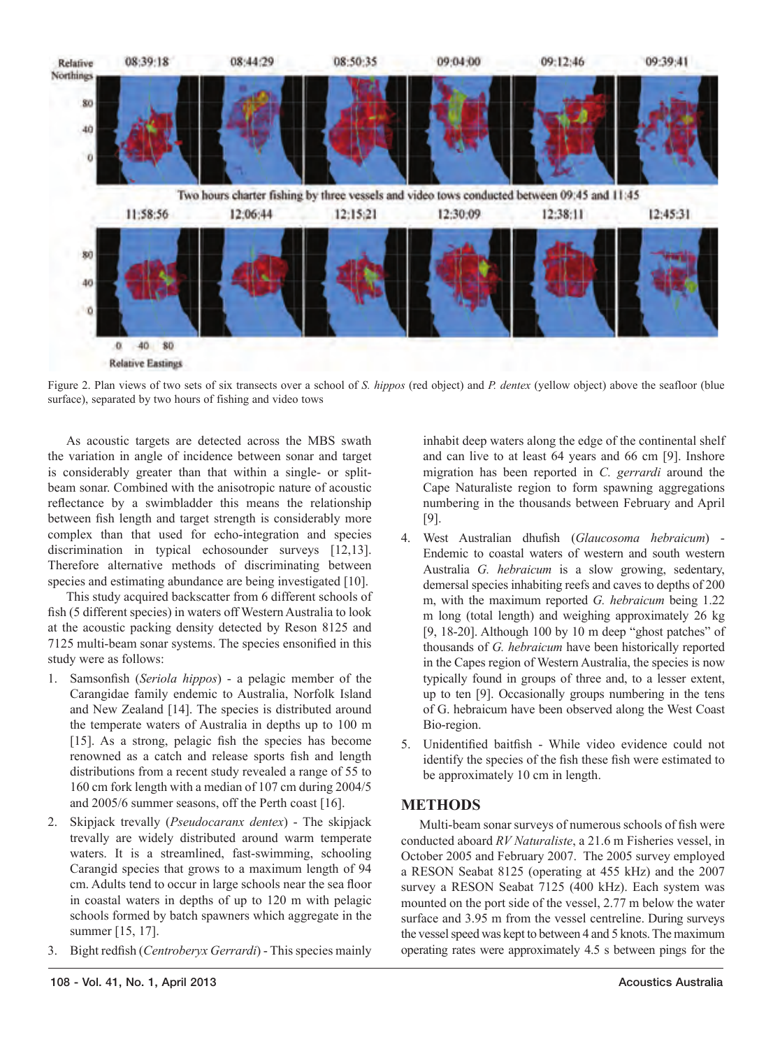Figure 2. Plan views of two sets of six transects over a school of *S. hippos* (red object) and *P. dentex* (yellow object) above the seafloor (blue surface), separated by two hours of fishing and video tows

As acoustic targets are detected across the MBS swath the variation in angle of incidence between sonar and target is considerably greater than that within a single- or split-beam sonar. Combined with the anisotropic nature of acoustic reflectance by a swimbladder this means the relationship between fish length and target strength is considerably more complex than that used for echo-integration and species discrimination in typical echosounder surveys [12,13]. Therefore alternative methods of discriminating between species and estimating abundance are being investigated [10].

This study acquired backscatter from 6 different schools of fish (5 different species) in waters off Western Australia to look at the acoustic packing density detected by Reson 8125 and 7125 multi-beam sonar systems. The species ensonified in this study were as follows:

1. Samsonfish (*Seriola hippos*) - a pelagic member of the Carangidae family endemic to Australia, Norfolk Island and New Zealand [14]. The species is distributed around the temperate waters of Australia in depths up to 100 m [15]. As a strong, pelagic fish the species has become renowned as a catch and release sports fish and length distributions from a recent study revealed a range of 55 to 160 cm fork length with a median of 107 cm during 2004/5 and 2005/6 summer seasons, off the Perth coast [16].
2. Skipjack trevally (*Pseudocaranx dentex*) - The skipjack trevally are widely distributed around warm temperate waters. It is a streamlined, fast-swimming, schooling Carangid species that grows to a maximum length of 94 cm. Adults tend to occur in large schools near the sea floor in coastal waters in depths of up to 120 m with pelagic schools formed by batch spawners which aggregate in the summer [15, 17].
3. Bight redfish (*Centroberyx Gerrardi*) - This species mainly inhabit deep waters along the edge of the continental shelf and can live to at least 64 years and 66 cm [9]. Inshore migration has been reported in *C. gerrardi* around the Cape Naturaliste region to form spawning aggregations numbering in the thousands between February and April [9].
4. West Australian dhufish (*Glaucosoma hebraicum*) - Endemic to coastal waters of western and south western Australia *G. hebraicum* is a slow growing, sedentary, demersal species inhabiting reefs and caves to depths of 200 m, with the maximum reported *G. hebraicum* being 1.22 m long (total length) and weighing approximately 26 kg [9, 18-20]. Although 100 by 10 m deep "ghost patches" of thousands of *G. hebraicum* have been historically reported in the Capes region of Western Australia, the species is now typically found in groups of three and, to a lesser extent, up to ten [9]. Occasionally groups numbering in the tens of G. hebraicum have been observed along the West Coast Bio-region.
5. Unidentified baitfish - While video evidence could not identify the species of the fish these fish were estimated to be approximately 10 cm in length.

## METHODS

Multi-beam sonar surveys of numerous schools of fish were conducted aboard *RV Naturaliste*, a 21.6 m Fisheries vessel, in October 2005 and February 2007. The 2005 survey employed a RESON Seabat 8125 (operating at 455 kHz) and the 2007 survey a RESON Seabat 7125 (400 kHz). Each system was mounted on the port side of the vessel, 2.77 m below the water surface and 3.95 m from the vessel centreline. During surveys the vessel speed was kept to between 4 and 5 knots. The maximum operating rates were approximately 4.5 s between pings for the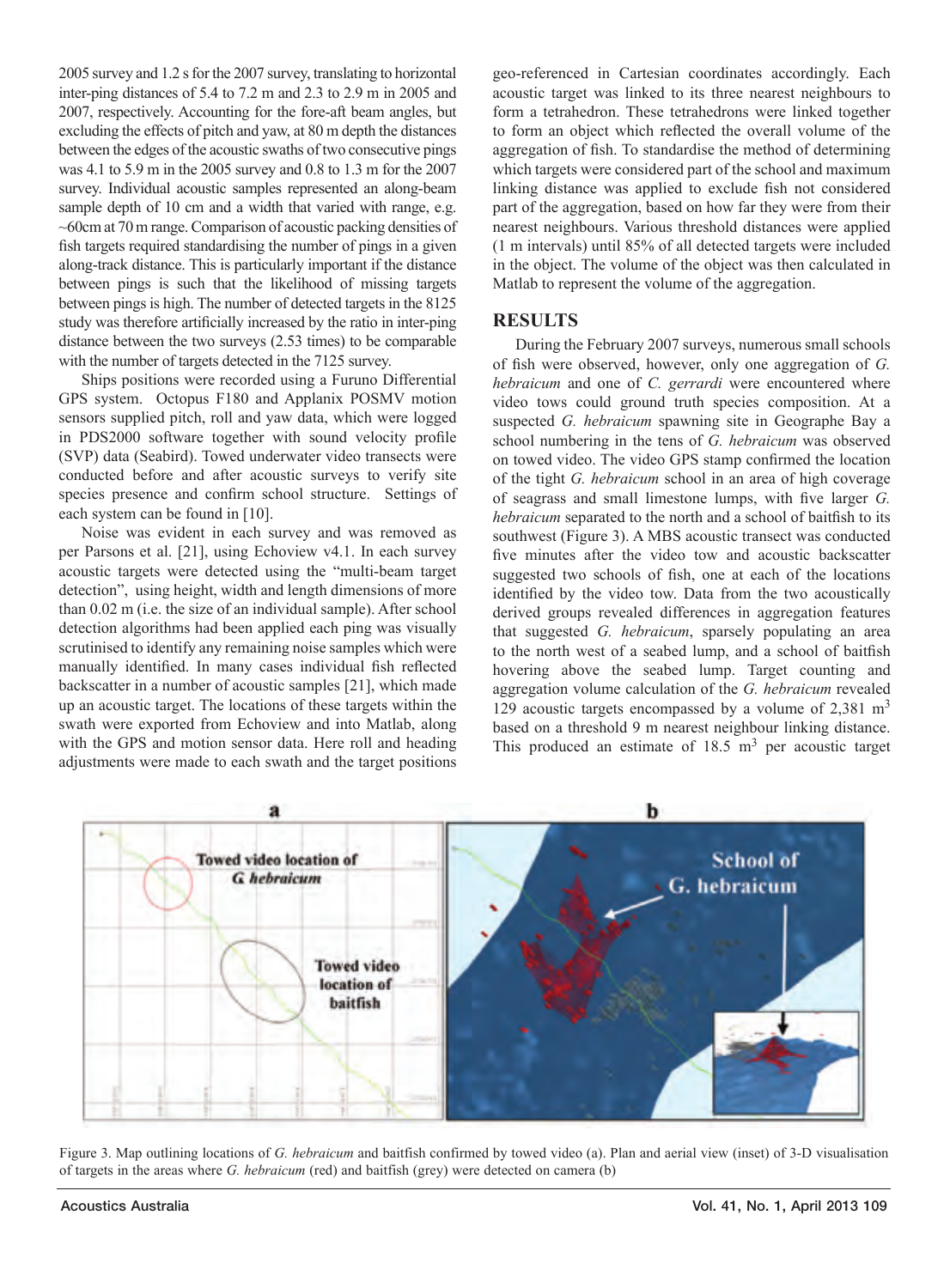2005 survey and 1.2 s for the 2007 survey, translating to horizontal inter-ping distances of 5.4 to 7.2 m and 2.3 to 2.9 m in 2005 and 2007, respectively. Accounting for the fore-aft beam angles, but excluding the effects of pitch and yaw, at 80 m depth the distances between the edges of the acoustic swaths of two consecutive pings was 4.1 to 5.9 m in the 2005 survey and 0.8 to 1.3 m for the 2007 survey. Individual acoustic samples represented an along-beam sample depth of 10 cm and a width that varied with range, e.g. ~60cm at 70 m range. Comparison of acoustic packing densities of fish targets required standardising the number of pings in a given along-track distance. This is particularly important if the distance between pings is such that the likelihood of missing targets between pings is high. The number of detected targets in the 8125 study was therefore artificially increased by the ratio in inter-ping distance between the two surveys (2.53 times) to be comparable with the number of targets detected in the 7125 survey.

Ships positions were recorded using a Furuno Differential GPS system. Octopus F180 and Applanix POSMV motion sensors supplied pitch, roll and yaw data, which were logged in PDS2000 software together with sound velocity profile (SVP) data (Seabird). Towed underwater video transects were conducted before and after acoustic surveys to verify site species presence and confirm school structure. Settings of each system can be found in [10].

Noise was evident in each survey and was removed as per Parsons et al. [21], using Echoview v4.1. In each survey acoustic targets were detected using the "multi-beam target detection", using height, width and length dimensions of more than 0.02 m (i.e. the size of an individual sample). After school detection algorithms had been applied each ping was visually scrutinised to identify any remaining noise samples which were manually identified. In many cases individual fish reflected backscatter in a number of acoustic samples [21], which made up an acoustic target. The locations of these targets within the swath were exported from Echoview and into Matlab, along with the GPS and motion sensor data. Here roll and heading adjustments were made to each swath and the target positions geo-referenced in Cartesian coordinates accordingly. Each acoustic target was linked to its three nearest neighbours to form a tetrahedron. These tetrahedrons were linked together to form an object which reflected the overall volume of the aggregation of fish. To standardise the method of determining which targets were considered part of the school and maximum linking distance was applied to exclude fish not considered part of the aggregation, based on how far they were from their nearest neighbours. Various threshold distances were applied (1 m intervals) until 85% of all detected targets were included in the object. The volume of the object was then calculated in Matlab to represent the volume of the aggregation.

## RESULTS

During the February 2007 surveys, numerous small schools of fish were observed, however, only one aggregation of *G. hebraicum* and one of *C. gerrardi* were encountered where video tows could ground truth species composition. At a suspected *G. hebraicum* spawning site in Geographe Bay a school numbering in the tens of *G. hebraicum* was observed on towed video. The video GPS stamp confirmed the location of the tight *G. hebraicum* school in an area of high coverage of seagrass and small limestone lumps, with five larger *G. hebraicum* separated to the north and a school of baitfish to its southwest (Figure 3). A MBS acoustic transect was conducted five minutes after the video tow and acoustic backscatter suggested two schools of fish, one at each of the locations identified by the video tow. Data from the two acoustically derived groups revealed differences in aggregation features that suggested *G. hebraicum*, sparsely populating an area to the north west of a seabed lump, and a school of baitfish hovering above the seabed lump. Target counting and aggregation volume calculation of the *G. hebraicum* revealed 129 acoustic targets encompassed by a volume of 2,381 $m^3$ based on a threshold 9 m nearest neighbour linking distance. This produced an estimate of 18.5 $m^3$ per acoustic target

Figure 3. Map outlining locations of *G. hebraicum* and baitfish confirmed by towed video (a). Plan and aerial view (inset) of 3-D visualisation of targets in the areas where *G. hebraicum* (red) and baitfish (grey) were detected on camera (b)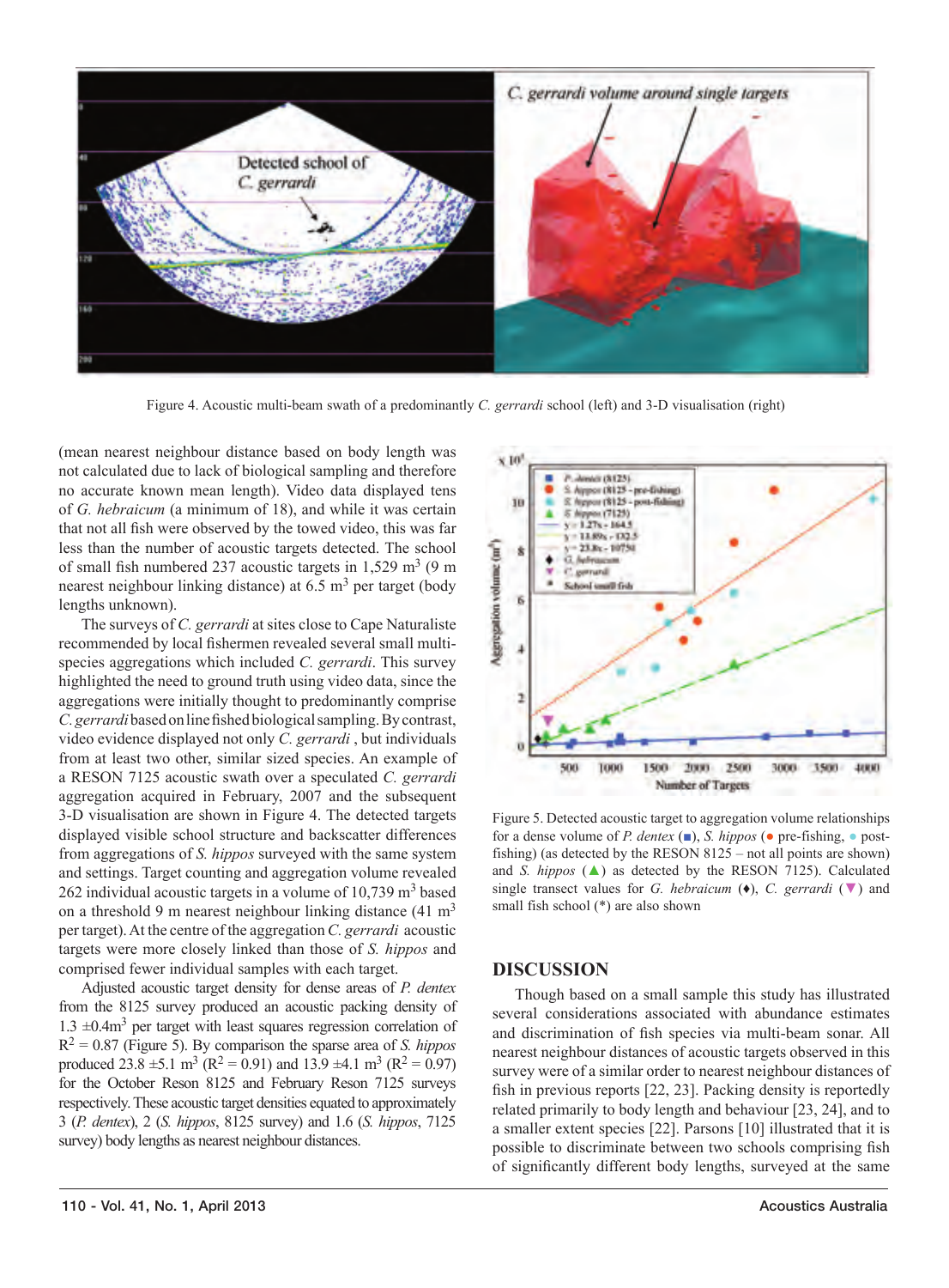Figure 4. Acoustic multi-beam swath of a predominantly *C. gerrardi* school (left) and 3-D visualisation (right)

(mean nearest neighbour distance based on body length was not calculated due to lack of biological sampling and therefore no accurate known mean length). Video data displayed tens of *G. hebraicum* (a minimum of 18), and while it was certain that not all fish were observed by the towed video, this was far less than the number of acoustic targets detected. The school of small fish numbered 237 acoustic targets in 1,529 m$^3$ (9 m nearest neighbour linking distance) at 6.5 m$^3$ per target (body lengths unknown).

The surveys of *C. gerrardi* at sites close to Cape Naturaliste recommended by local fishermen revealed several small multi-species aggregations which included *C. gerrardi*. This survey highlighted the need to ground truth using video data, since the aggregations were initially thought to predominantly comprise *C. gerrardi* based on line fished biological sampling. By contrast, video evidence displayed not only *C. gerrardi* , but individuals from at least two other, similar sized species. An example of a RESON 7125 acoustic swath over a speculated *C. gerrardi* aggregation acquired in February, 2007 and the subsequent 3-D visualisation are shown in Figure 4. The detected targets displayed visible school structure and backscatter differences from aggregations of *S. hippos* surveyed with the same system and settings. Target counting and aggregation volume revealed 262 individual acoustic targets in a volume of 10,739 m$^3$ based on a threshold 9 m nearest neighbour linking distance (41 m$^3$ per target). At the centre of the aggregation *C. gerrardi* acoustic targets were more closely linked than those of *S. hippos* and comprised fewer individual samples with each target.

Adjusted acoustic target density for dense areas of *P. dentex* from the 8125 survey produced an acoustic packing density of 1.3 ±0.4m$^3$ per target with least squares regression correlation of $R^2$ = 0.87 (Figure 5). By comparison the sparse area of *S. hippos* produced 23.8 ±5.1 m$^3$ ($R^2$ = 0.91) and 13.9 ±4.1 m$^3$ ($R^2$ = 0.97) for the October Reson 8125 and February Reson 7125 surveys respectively. These acoustic target densities equated to approximately 3 (*P. dentex*), 2 (*S. hippos*, 8125 survey) and 1.6 (*S. hippos*, 7125 survey) body lengths as nearest neighbour distances.

Figure 5. Detected acoustic target to aggregation volume relationships for a dense volume of *P. dentex* (■), *S. hippos* (● pre-fishing, ● post-fishing) (as detected by the RESON 8125 – not all points are shown) and *S. hippos* (▲) as detected by the RESON 7125). Calculated single transect values for *G. hebraicum* (♦), *C. gerrardi* (▼) and small fish school (*) are also shown

## DISCUSSION

Though based on a small sample this study has illustrated several considerations associated with abundance estimates and discrimination of fish species via multi-beam sonar. All nearest neighbour distances of acoustic targets observed in this survey were of a similar order to nearest neighbour distances of fish in previous reports [22, 23]. Packing density is reportedly related primarily to body length and behaviour [23, 24], and to a smaller extent species [22]. Parsons [10] illustrated that it is possible to discriminate between two schools comprising fish of significantly different body lengths, surveyed at the same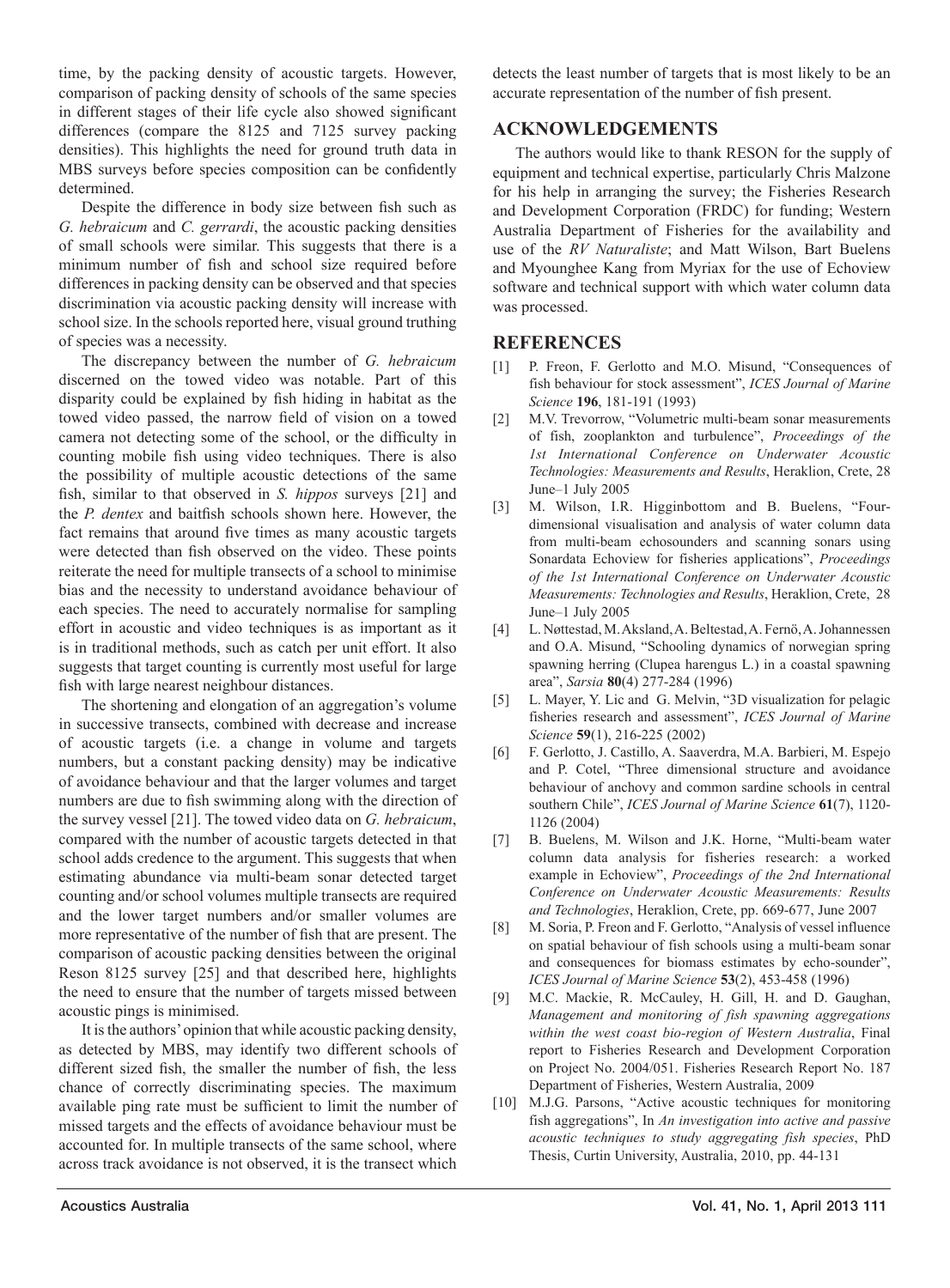time, by the packing density of acoustic targets. However, comparison of packing density of schools of the same species in different stages of their life cycle also showed significant differences (compare the 8125 and 7125 survey packing densities). This highlights the need for ground truth data in MBS surveys before species composition can be confidently determined.

Despite the difference in body size between fish such as *G. hebraicum* and *C. gerrardi*, the acoustic packing densities of small schools were similar. This suggests that there is a minimum number of fish and school size required before differences in packing density can be observed and that species discrimination via acoustic packing density will increase with school size. In the schools reported here, visual ground truthing of species was a necessity.

The discrepancy between the number of *G. hebraicum* discerned on the towed video was notable. Part of this disparity could be explained by fish hiding in habitat as the towed video passed, the narrow field of vision on a towed camera not detecting some of the school, or the difficulty in counting mobile fish using video techniques. There is also the possibility of multiple acoustic detections of the same fish, similar to that observed in *S. hippos* surveys [21] and the *P. dentex* and baitfish schools shown here. However, the fact remains that around five times as many acoustic targets were detected than fish observed on the video. These points reiterate the need for multiple transects of a school to minimise bias and the necessity to understand avoidance behaviour of each species. The need to accurately normalise for sampling effort in acoustic and video techniques is as important as it is in traditional methods, such as catch per unit effort. It also suggests that target counting is currently most useful for large fish with large nearest neighbour distances.

The shortening and elongation of an aggregation's volume in successive transects, combined with decrease and increase of acoustic targets (i.e. a change in volume and targets numbers, but a constant packing density) may be indicative of avoidance behaviour and that the larger volumes and target numbers are due to fish swimming along with the direction of the survey vessel [21]. The towed video data on *G. hebraicum*, compared with the number of acoustic targets detected in that school adds credence to the argument. This suggests that when estimating abundance via multi-beam sonar detected target counting and/or school volumes multiple transects are required and the lower target numbers and/or smaller volumes are more representative of the number of fish that are present. The comparison of acoustic packing densities between the original Reson 8125 survey [25] and that described here, highlights the need to ensure that the number of targets missed between acoustic pings is minimised.

It is the authors' opinion that while acoustic packing density, as detected by MBS, may identify two different schools of different sized fish, the smaller the number of fish, the less chance of correctly discriminating species. The maximum available ping rate must be sufficient to limit the number of missed targets and the effects of avoidance behaviour must be accounted for. In multiple transects of the same school, where across track avoidance is not observed, it is the transect which detects the least number of targets that is most likely to be an accurate representation of the number of fish present.

## ACKNOWLEDGEMENTS

The authors would like to thank RESON for the supply of equipment and technical expertise, particularly Chris Malzone for his help in arranging the survey; the Fisheries Research and Development Corporation (FRDC) for funding; Western Australia Department of Fisheries for the availability and use of the *RV Naturaliste*; and Matt Wilson, Bart Buelens and Myounghee Kang from Myriax for the use of Echoview software and technical support with which water column data was processed.

## REFERENCES

[1] P. Freon, F. Gerlotto and M.O. Misund, "Consequences of fish behaviour for stock assessment", *ICES Journal of Marine Science* **196**, 181-191 (1993)

[2] M.V. Trevorrow, "Volumetric multi-beam sonar measurements of fish, zooplankton and turbulence", *Proceedings of the 1st International Conference on Underwater Acoustic Technologies: Measurements and Results*, Heraklion, Crete, 28 June–1 July 2005

[3] M. Wilson, I.R. Higginbottom and B. Buelens, "Four-dimensional visualisation and analysis of water column data from multi-beam echosounders and scanning sonars using Sonardata Echoview for fisheries applications", *Proceedings of the 1st International Conference on Underwater Acoustic Measurements: Technologies and Results*, Heraklion, Crete, 28 June–1 July 2005

[4] L. Nøttestad, M. Aksland, A. Beltestad, A. Fernö, A. Johannessen and O.A. Misund, "Schooling dynamics of norwegian spring spawning herring (Clupea harengus L.) in a coastal spawning area", *Sarsia* **80**(4) 277-284 (1996)

[5] L. Mayer, Y. Lic and G. Melvin, "3D visualization for pelagic fisheries research and assessment", *ICES Journal of Marine Science* **59**(1), 216-225 (2002)

[6] F. Gerlotto, J. Castillo, A. Saaverdra, M.A. Barbieri, M. Espejo and P. Cotel, "Three dimensional structure and avoidance behaviour of anchovy and common sardine schools in central southern Chile", *ICES Journal of Marine Science* **61**(7), 1120-1126 (2004)

[7] B. Buelens, M. Wilson and J.K. Horne, "Multi-beam water column data analysis for fisheries research: a worked example in Echoview", *Proceedings of the 2nd International Conference on Underwater Acoustic Measurements: Results and Technologies*, Heraklion, Crete, pp. 669-677, June 2007

[8] M. Soria, P. Freon and F. Gerlotto, "Analysis of vessel influence on spatial behaviour of fish schools using a multi-beam sonar and consequences for biomass estimates by echo-sounder", *ICES Journal of Marine Science* **53**(2), 453-458 (1996)

[9] M.C. Mackie, R. McCauley, H. Gill, H. and D. Gaughan, *Management and monitoring of fish spawning aggregations within the west coast bio-region of Western Australia*, Final report to Fisheries Research and Development Corporation on Project No. 2004/051. Fisheries Research Report No. 187 Department of Fisheries, Western Australia, 2009

[10] M.J.G. Parsons, "Active acoustic techniques for monitoring fish aggregations", In *An investigation into active and passive acoustic techniques to study aggregating fish species*, PhD Thesis, Curtin University, Australia, 2010, pp. 44-131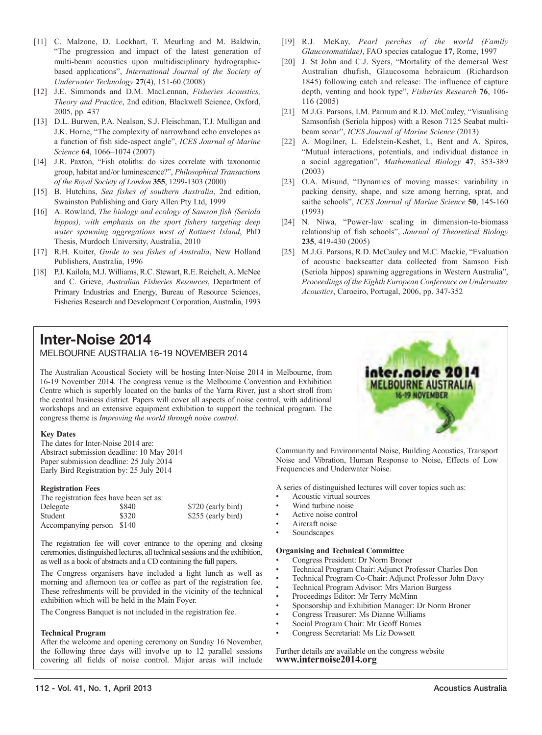[11] C. Malzone, D. Lockhart, T. Meurling and M. Baldwin, "The progression and impact of the latest generation of multi-beam acoustics upon multidisciplinary hydrographic-based applications", *International Journal of the Society of Underwater Technology* **27**(4), 151-60 (2008)

[12] J.E. Simmonds and D.M. MacLennan, *Fisheries Acoustics, Theory and Practice*, 2nd edition, Blackwell Science, Oxford, 2005, pp. 437

[13] D.L. Burwen, P.A. Nealson, S.J. Fleischman, T.J. Mulligan and J.K. Horne, "The complexity of narrowband echo envelopes as a function of fish side-aspect angle", *ICES Journal of Marine Science* **64**, 1066–1074 (2007)

[14] J.R. Paxton, "Fish otoliths: do sizes correlate with taxonomic group, habitat and/or luminescence?", *Philosophical Transactions of the Royal Society of London* **355**, 1299-1303 (2000)

[15] B. Hutchins, *Sea fishes of southern Australia*, 2nd edition, Swainston Publishing and Gary Allen Pty Ltd, 1999

[16] A. Rowland, *The biology and ecology of Samson fish (Seriola hippos), with emphasis on the sport fishery targeting deep water spawning aggregations west of Rottnest Island*, PhD Thesis, Murdoch University, Australia, 2010

[17] R.H. Kuiter, *Guide to sea fishes of Australia*, New Holland Publishers, Australia, 1996

[18] P.J. Kailola, M.J. Williams, R.C. Stewart, R.E. Reichelt, A. McNee and C. Grieve, *Australian Fisheries Resources*, Department of Primary Industries and Energy, Bureau of Resource Sciences, Fisheries Research and Development Corporation, Australia, 1993

[19] R.J. McKay, *Pearl perches of the world (Family Glaucosomatidae)*, FAO species catalogue **17**, Rome, 1997

[20] J. St John and C.J. Syers, "Mortality of the demersal West Australian dhufish, Glaucosoma hebraicum (Richardson 1845) following catch and release: The influence of capture depth, venting and hook type", *Fisheries Research* **76**, 106-116 (2005)

[21] M.J.G. Parsons, I.M. Parnum and R.D. McCauley, "Visualising Samsonfish (Seriola hippos) with a Reson 7125 Seabat multi-beam sonar", *ICES Journal of Marine Science* (2013)

[22] A. Mogilner, L. Edelstein-Keshet, L, Bent and A. Spiros, "Mutual interactions, potentials, and individual distance in a social aggregation", *Mathematical Biology* **47**, 353-389 (2003)

[23] O.A. Misund, "Dynamics of moving masses: variability in packing density, shape, and size among herring, sprat, and saithe schools", *ICES Journal of Marine Science* **50**, 145-160 (1993)

[24] N. Niwa, "Power-law scaling in dimension-to-biomass relationship of fish schools", *Journal of Theoretical Biology* **235**, 419-430 (2005)

[25] M.J.G. Parsons, R.D. McCauley and M.C. Mackie, "Evaluation of acoustic backscatter data collected from Samson Fish (Seriola hippos) spawning aggregations in Western Australia", *Proceedings of the Eighth European Conference on Underwater Acoustics*, Caroeiro, Portugal, 2006, pp. 347-352

# Inter-Noise 2014

MELBOURNE AUSTRALIA 16-19 NOVEMBER 2014

The Australian Acoustical Society will be hosting Inter-Noise 2014 in Melbourne, from 16-19 November 2014. The congress venue is the Melbourne Convention and Exhibition Centre which is superbly located on the banks of the Yarra River, just a short stroll from the central business district. Papers will cover all aspects of noise control, with additional workshops and an extensive equipment exhibition to support the technical program. The congress theme is *Improving the world through noise control*.

**Key Dates**

The dates for Inter-Noise 2014 are:
Abstract submission deadline: 10 May 2014
Paper submission deadline: 25 July 2014
Early Bird Registration by: 25 July 2014

**Registration Fees**

The registration fees have been set as:

| | | |
|---|---|---|
| Delegate | $840 | $720 (early bird) |
| Student | $320 | $255 (early bird) |
| Accompanying person | $140 | |

The registration fee will cover entrance to the opening and closing ceremonies, distinguished lectures, all technical sessions and the exhibition, as well as a book of abstracts and a CD containing the full papers.

The Congress organisers have included a light lunch as well as morning and afternoon tea or coffee as part of the registration fee. These refreshments will be provided in the vicinity of the technical exhibition which will be held in the Main Foyer.

The Congress Banquet is not included in the registration fee.

**Technical Program**

After the welcome and opening ceremony on Sunday 16 November, the following three days will involve up to 12 parallel sessions covering all fields of noise control. Major areas will include Community and Environmental Noise, Building Acoustics, Transport Noise and Vibration, Human Response to Noise, Effects of Low Frequencies and Underwater Noise.

A series of distinguished lectures will cover topics such as:

- Acoustic virtual sources
- Wind turbine noise
- Active noise control
- Aircraft noise
- Soundscapes

**Organising and Technical Committee**

- Congress President: Dr Norm Broner
- Technical Program Chair: Adjunct Professor Charles Don
- Technical Program Co-Chair: Adjunct Professor John Davy
- Technical Program Advisor: Mrs Marion Burgess
- Proceedings Editor: Mr Terry McMinn
- Sponsorship and Exhibition Manager: Dr Norm Broner
- Congress Treasurer: Ms Dianne Williams
- Social Program Chair: Mr Geoff Barnes
- Congress Secretariat: Ms Liz Dowsett

Further details are available on the congress website
**www.internoise2014.org**